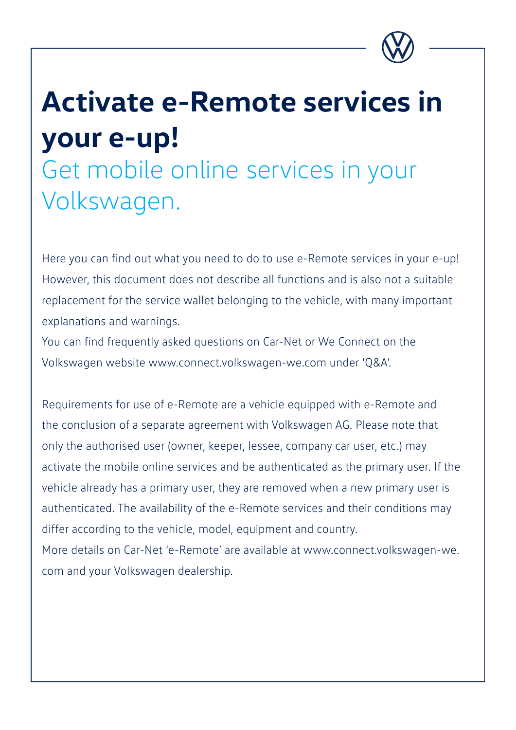# Activate e-Remote services in your e-up!

## Get mobile online services in your Volkswagen.

Here you can find out what you need to do to use e-Remote services in your e-up! However, this document does not describe all functions and is also not a suitable replacement for the service wallet belonging to the vehicle, with many important explanations and warnings.
You can find frequently asked questions on Car-Net or We Connect on the Volkswagen website www.connect.volkswagen-we.com under 'Q&A'.

Requirements for use of e-Remote are a vehicle equipped with e-Remote and the conclusion of a separate agreement with Volkswagen AG. Please note that only the authorised user (owner, keeper, lessee, company car user, etc.) may activate the mobile online services and be authenticated as the primary user. If the vehicle already has a primary user, they are removed when a new primary user is authenticated. The availability of the e-Remote services and their conditions may differ according to the vehicle, model, equipment and country.
More details on Car-Net 'e-Remote' are available at www.connect.volkswagen-we.com and your Volkswagen dealership.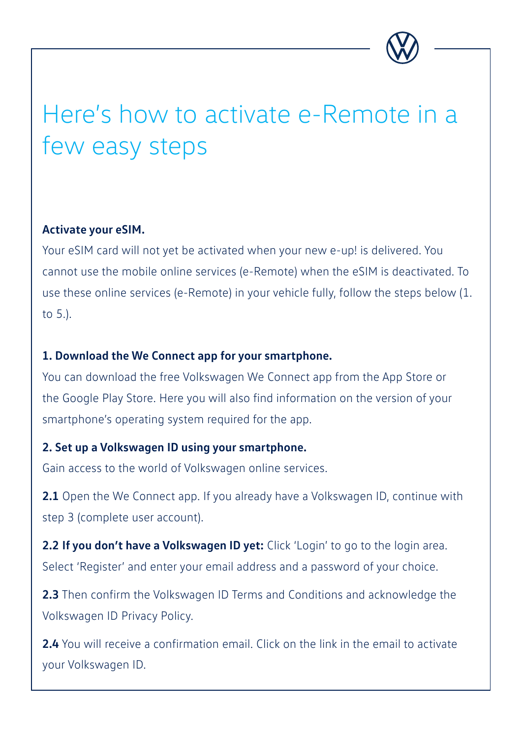# Here's how to activate e-Remote in a few easy steps

**Activate your eSIM.**

Your eSIM card will not yet be activated when your new e-up! is delivered. You cannot use the mobile online services (e-Remote) when the eSIM is deactivated. To use these online services (e-Remote) in your vehicle fully, follow the steps below (1. to 5.).

**1. Download the We Connect app for your smartphone.**

You can download the free Volkswagen We Connect app from the App Store or the Google Play Store. Here you will also find information on the version of your smartphone's operating system required for the app.

**2. Set up a Volkswagen ID using your smartphone.**

Gain access to the world of Volkswagen online services.

**2.1** Open the We Connect app. If you already have a Volkswagen ID, continue with step 3 (complete user account).

**2.2 If you don't have a Volkswagen ID yet:** Click 'Login' to go to the login area. Select 'Register' and enter your email address and a password of your choice.

**2.3** Then confirm the Volkswagen ID Terms and Conditions and acknowledge the Volkswagen ID Privacy Policy.

**2.4** You will receive a confirmation email. Click on the link in the email to activate your Volkswagen ID.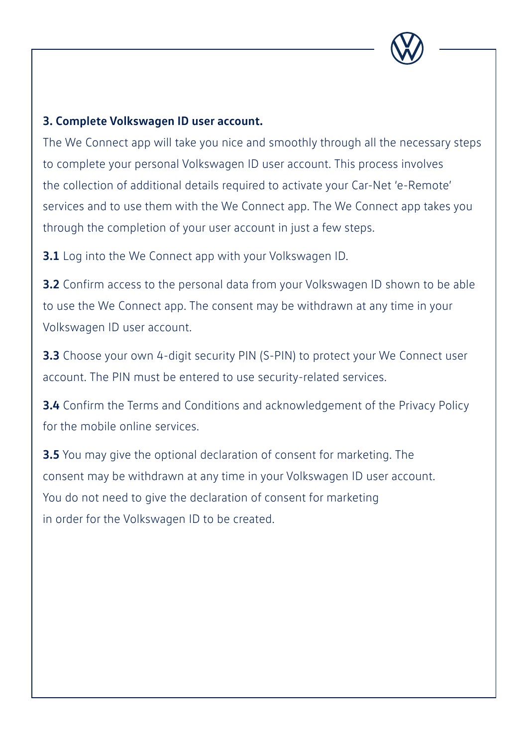### 3. Complete Volkswagen ID user account.

The We Connect app will take you nice and smoothly through all the necessary steps to complete your personal Volkswagen ID user account. This process involves the collection of additional details required to activate your Car-Net 'e-Remote' services and to use them with the We Connect app. The We Connect app takes you through the completion of your user account in just a few steps.

**3.1** Log into the We Connect app with your Volkswagen ID.

**3.2** Confirm access to the personal data from your Volkswagen ID shown to be able to use the We Connect app. The consent may be withdrawn at any time in your Volkswagen ID user account.

**3.3** Choose your own 4-digit security PIN (S-PIN) to protect your We Connect user account. The PIN must be entered to use security-related services.

**3.4** Confirm the Terms and Conditions and acknowledgement of the Privacy Policy for the mobile online services.

**3.5** You may give the optional declaration of consent for marketing. The consent may be withdrawn at any time in your Volkswagen ID user account. You do not need to give the declaration of consent for marketing in order for the Volkswagen ID to be created.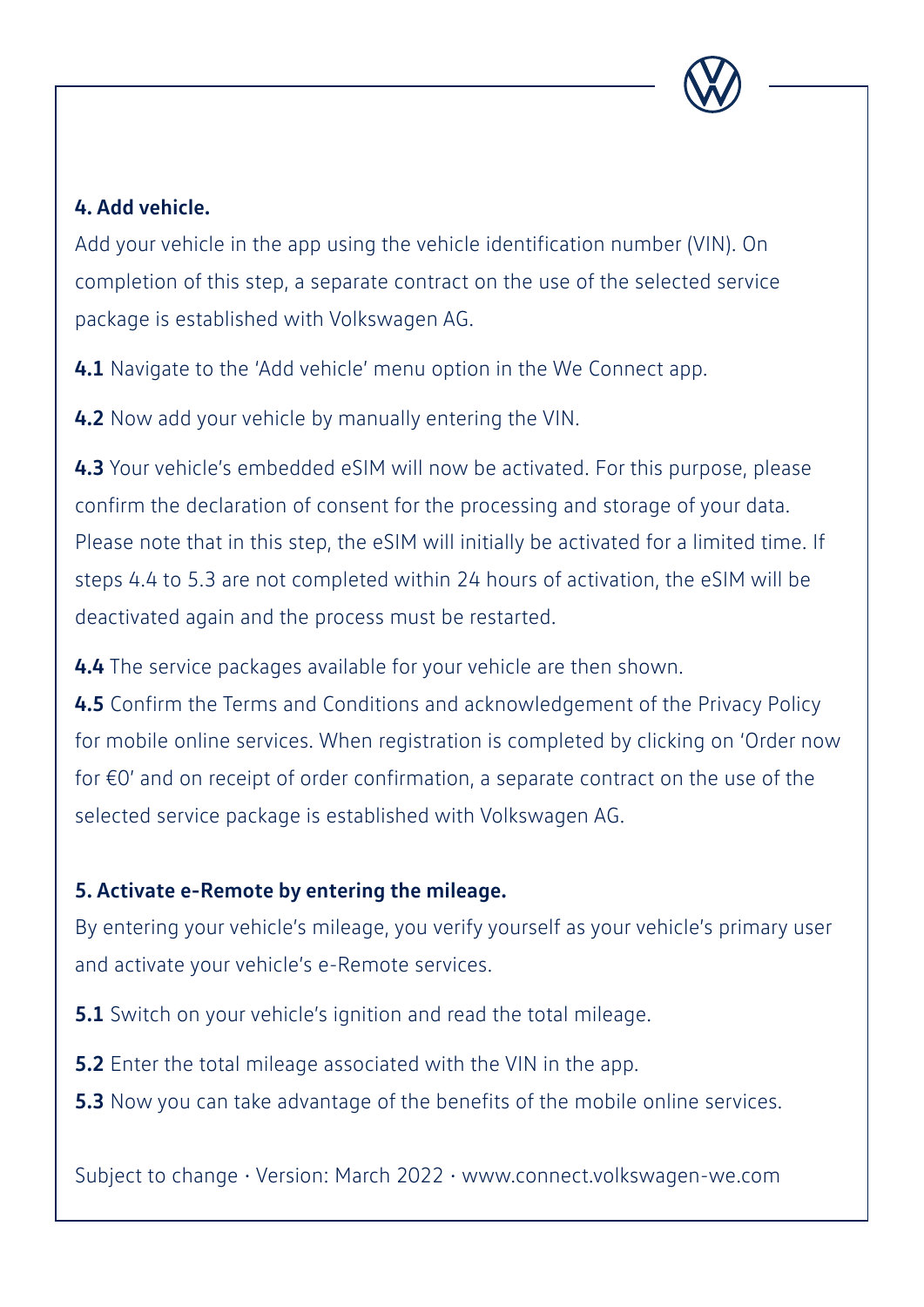### 4. Add vehicle.

Add your vehicle in the app using the vehicle identification number (VIN). On completion of this step, a separate contract on the use of the selected service package is established with Volkswagen AG.

**4.1** Navigate to the 'Add vehicle' menu option in the We Connect app.

**4.2** Now add your vehicle by manually entering the VIN.

**4.3** Your vehicle's embedded eSIM will now be activated. For this purpose, please confirm the declaration of consent for the processing and storage of your data. Please note that in this step, the eSIM will initially be activated for a limited time. If steps 4.4 to 5.3 are not completed within 24 hours of activation, the eSIM will be deactivated again and the process must be restarted.

**4.4** The service packages available for your vehicle are then shown.

**4.5** Confirm the Terms and Conditions and acknowledgement of the Privacy Policy for mobile online services. When registration is completed by clicking on 'Order now for €0' and on receipt of order confirmation, a separate contract on the use of the selected service package is established with Volkswagen AG.

### 5. Activate e-Remote by entering the mileage.

By entering your vehicle's mileage, you verify yourself as your vehicle's primary user and activate your vehicle's e-Remote services.

**5.1** Switch on your vehicle's ignition and read the total mileage.

**5.2** Enter the total mileage associated with the VIN in the app.

**5.3** Now you can take advantage of the benefits of the mobile online services.

Subject to change · Version: March 2022 · www.connect.volkswagen-we.com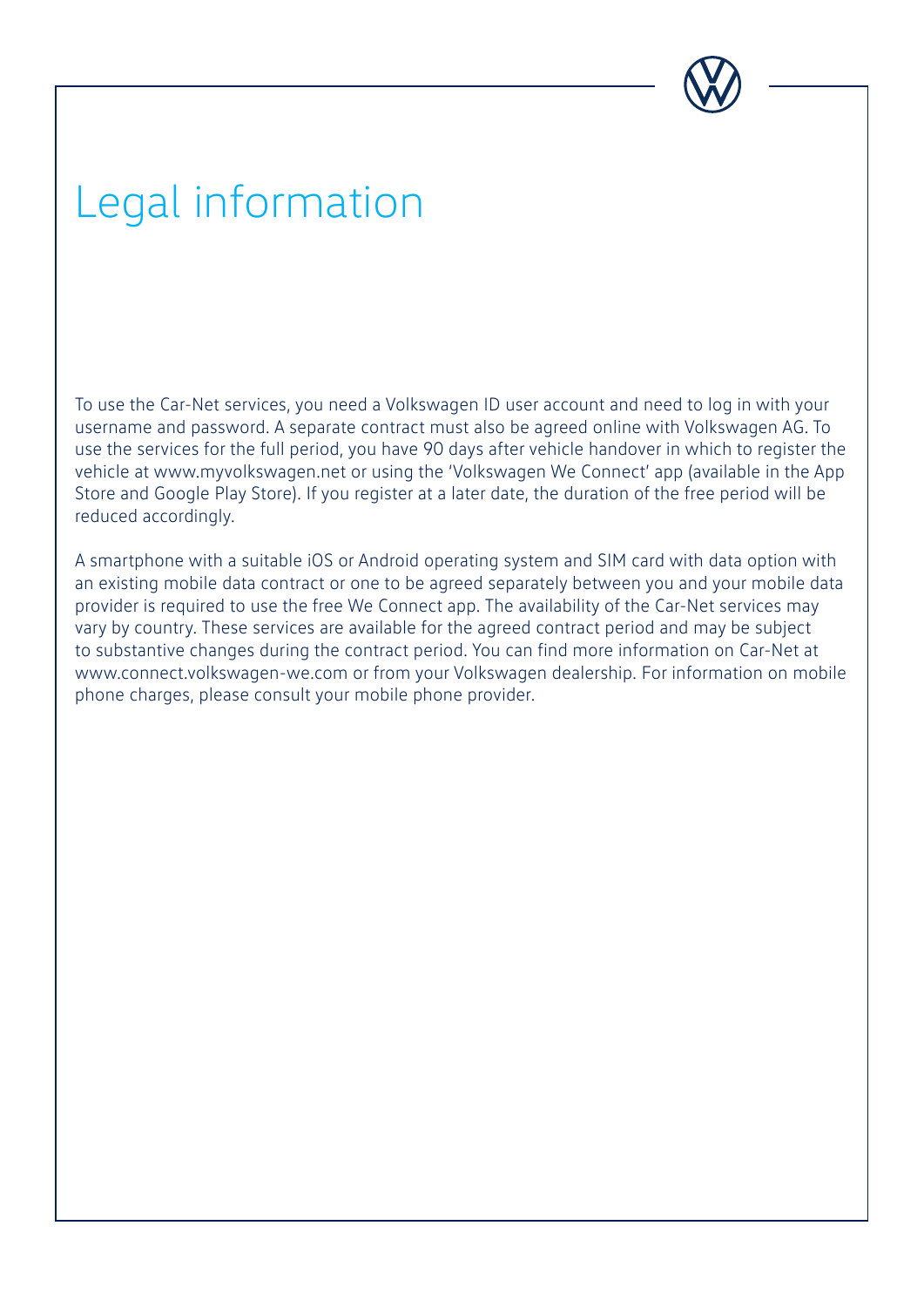# Legal information

To use the Car-Net services, you need a Volkswagen ID user account and need to log in with your username and password. A separate contract must also be agreed online with Volkswagen AG. To use the services for the full period, you have 90 days after vehicle handover in which to register the vehicle at www.myvolkswagen.net or using the 'Volkswagen We Connect' app (available in the App Store and Google Play Store). If you register at a later date, the duration of the free period will be reduced accordingly.

A smartphone with a suitable iOS or Android operating system and SIM card with data option with an existing mobile data contract or one to be agreed separately between you and your mobile data provider is required to use the free We Connect app. The availability of the Car-Net services may vary by country. These services are available for the agreed contract period and may be subject to substantive changes during the contract period. You can find more information on Car-Net at www.connect.volkswagen-we.com or from your Volkswagen dealership. For information on mobile phone charges, please consult your mobile phone provider.